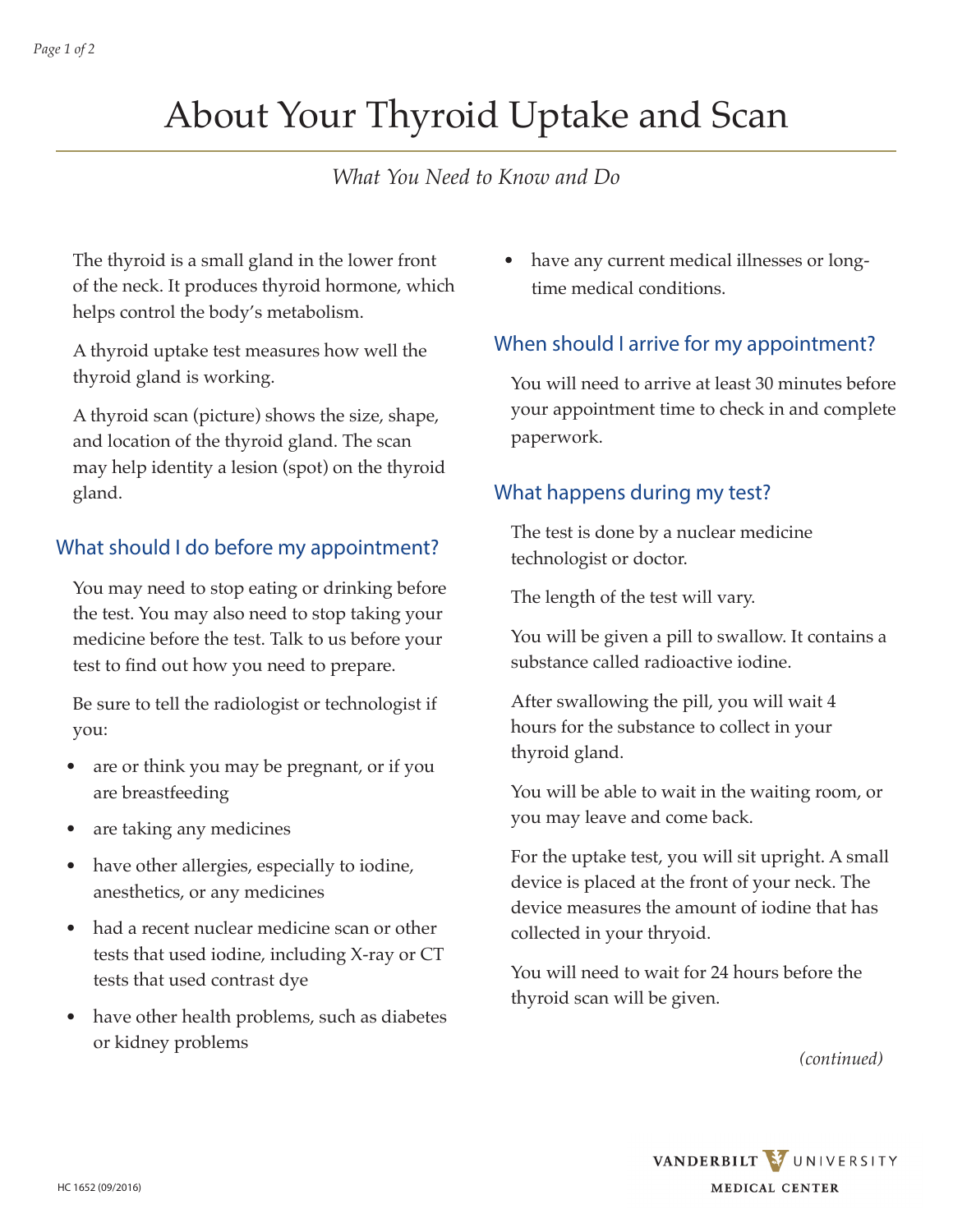# About Your Thyroid Uptake and Scan

*What You Need to Know and Do*

The thyroid is a small gland in the lower front of the neck. It produces thyroid hormone, which helps control the body's metabolism.

A thyroid uptake test measures how well the thyroid gland is working.

A thyroid scan (picture) shows the size, shape, and location of the thyroid gland. The scan may help identity a lesion (spot) on the thyroid gland.

## What should I do before my appointment?

You may need to stop eating or drinking before the test. You may also need to stop taking your medicine before the test. Talk to us before your test to find out how you need to prepare.

Be sure to tell the radiologist or technologist if you:

- are or think you may be pregnant, or if you are breastfeeding
- are taking any medicines
- have other allergies, especially to iodine, anesthetics, or any medicines
- had a recent nuclear medicine scan or other tests that used iodine, including X-ray or CT tests that used contrast dye
- have other health problems, such as diabetes or kidney problems
- have any current medical illnesses or long-time medical conditions.

## When should I arrive for my appointment?

You will need to arrive at least 30 minutes before your appointment time to check in and complete paperwork.

## What happens during my test?

The test is done by a nuclear medicine technologist or doctor.

The length of the test will vary.

You will be given a pill to swallow. It contains a substance called radioactive iodine.

After swallowing the pill, you will wait 4 hours for the substance to collect in your thyroid gland.

You will be able to wait in the waiting room, or you may leave and come back.

For the uptake test, you will sit upright. A small device is placed at the front of your neck. The device measures the amount of iodine that has collected in your thryoid.

You will need to wait for 24 hours before the thyroid scan will be given.

*(continued)*

HC 1652 (09/2016)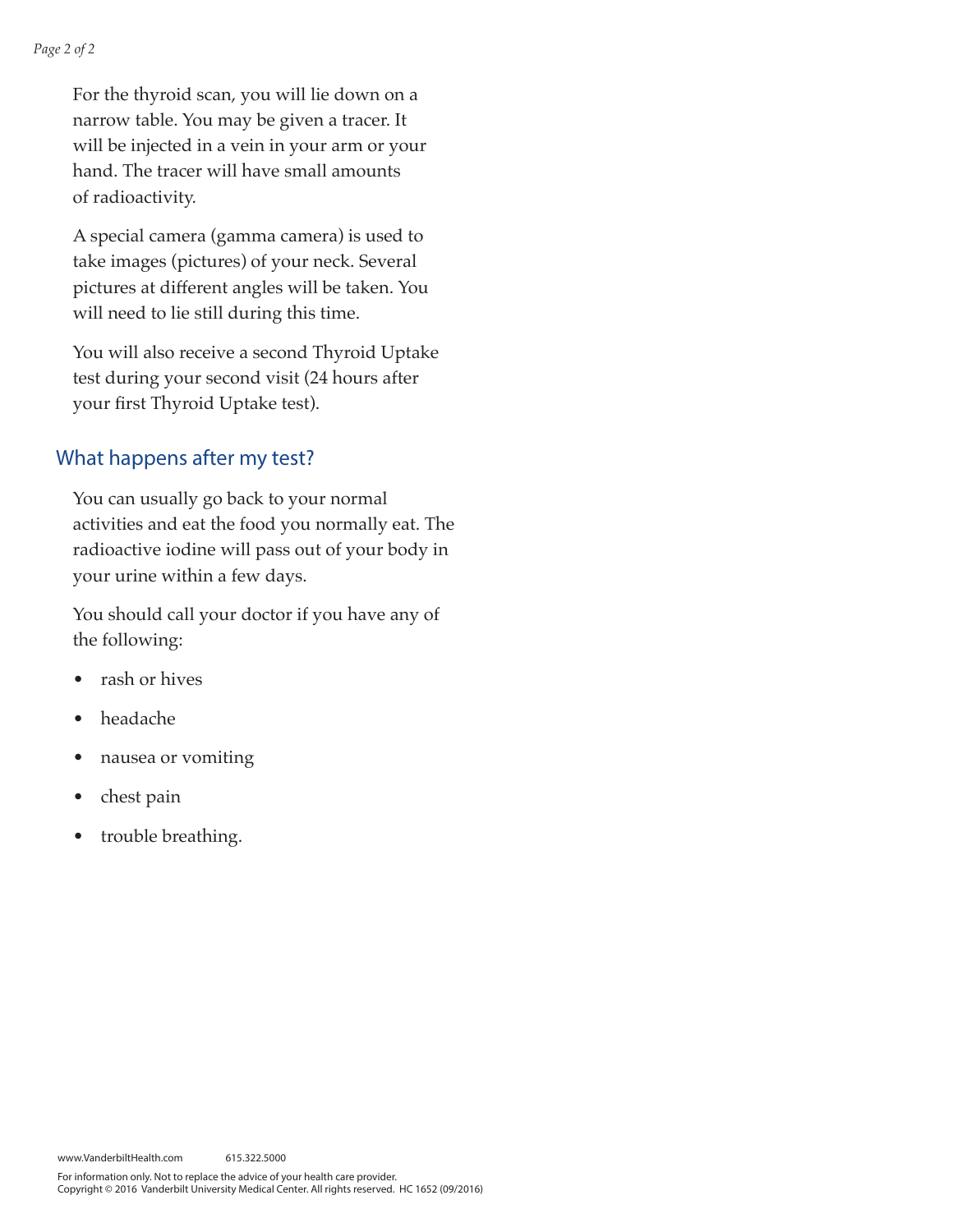For the thyroid scan, you will lie down on a narrow table. You may be given a tracer. It will be injected in a vein in your arm or your hand. The tracer will have small amounts of radioactivity.

A special camera (gamma camera) is used to take images (pictures) of your neck. Several pictures at different angles will be taken. You will need to lie still during this time.

You will also receive a second Thyroid Uptake test during your second visit (24 hours after your first Thyroid Uptake test).

## What happens after my test?

You can usually go back to your normal activities and eat the food you normally eat. The radioactive iodine will pass out of your body in your urine within a few days.

You should call your doctor if you have any of the following:

- rash or hives
- headache
- nausea or vomiting
- chest pain
- trouble breathing.

www.VanderbiltHealth.com 615.322.5000

For information only. Not to replace the advice of your health care provider.
Copyright © 2016 Vanderbilt University Medical Center. All rights reserved. HC 1652 (09/2016)